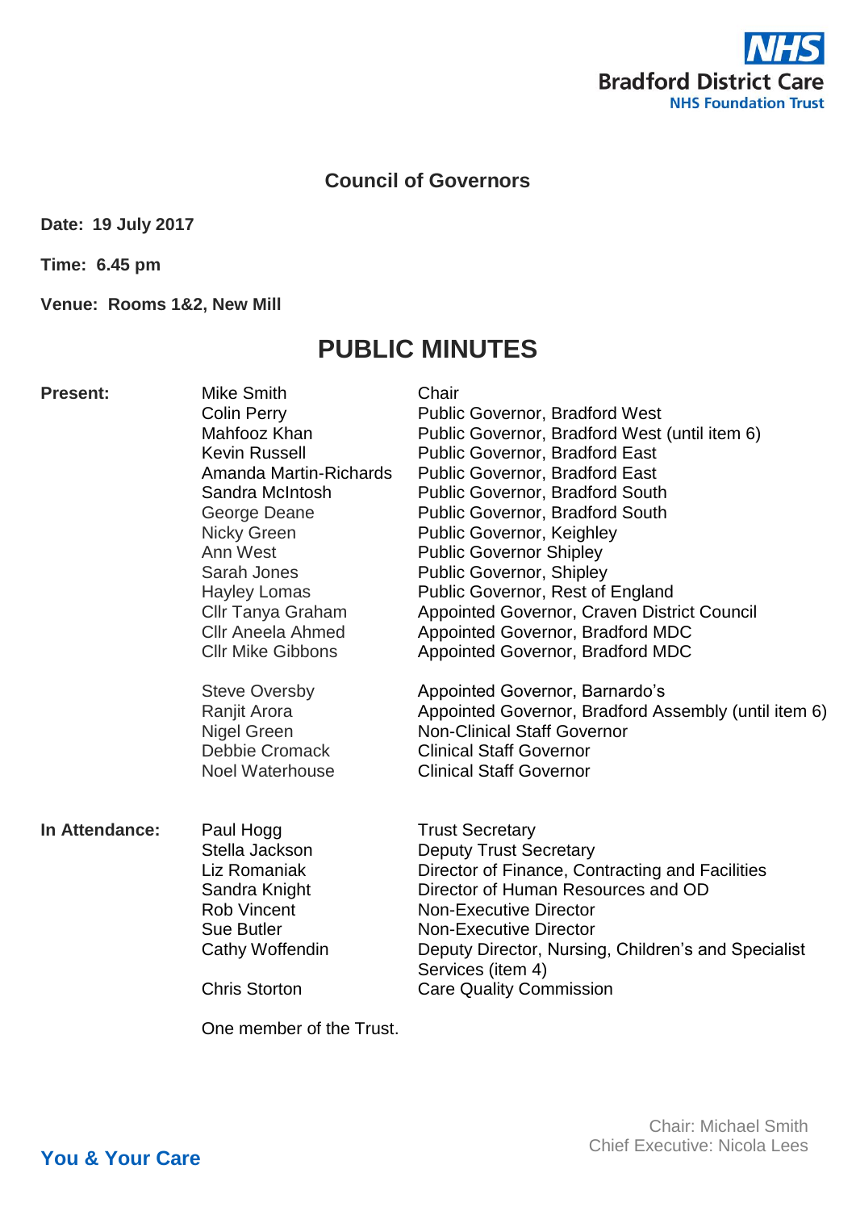NHS
Bradford District Care
NHS Foundation Trust

## Council of Governors

**Date: 19 July 2017**

**Time: 6.45 pm**

**Venue: Rooms 1&2, New Mill**

# PUBLIC MINUTES

| | | |
|---|---|---|
| **Present:** | Mike Smith | Chair |
| | Colin Perry | Public Governor, Bradford West |
| | Mahfooz Khan | Public Governor, Bradford West (until item 6) |
| | Kevin Russell | Public Governor, Bradford East |
| | Amanda Martin-Richards | Public Governor, Bradford East |
| | Sandra McIntosh | Public Governor, Bradford South |
| | George Deane | Public Governor, Bradford South |
| | Nicky Green | Public Governor, Keighley |
| | Ann West | Public Governor Shipley |
| | Sarah Jones | Public Governor, Shipley |
| | Hayley Lomas | Public Governor, Rest of England |
| | Cllr Tanya Graham | Appointed Governor, Craven District Council |
| | Cllr Aneela Ahmed | Appointed Governor, Bradford MDC |
| | Cllr Mike Gibbons | Appointed Governor, Bradford MDC |
| | Steve Oversby | Appointed Governor, Barnardo's |
| | Ranjit Arora | Appointed Governor, Bradford Assembly (until item 6) |
| | Nigel Green | Non-Clinical Staff Governor |
| | Debbie Cromack | Clinical Staff Governor |
| | Noel Waterhouse | Clinical Staff Governor |
| **In Attendance:** | Paul Hogg | Trust Secretary |
| | Stella Jackson | Deputy Trust Secretary |
| | Liz Romaniak | Director of Finance, Contracting and Facilities |
| | Sandra Knight | Director of Human Resources and OD |
| | Rob Vincent | Non-Executive Director |
| | Sue Butler | Non-Executive Director |
| | Cathy Woffendin | Deputy Director, Nursing, Children's and Specialist Services (item 4) |
| | Chris Storton | Care Quality Commission |

One member of the Trust.

Chair: Michael Smith
Chief Executive: Nicola Lees

You & Your Care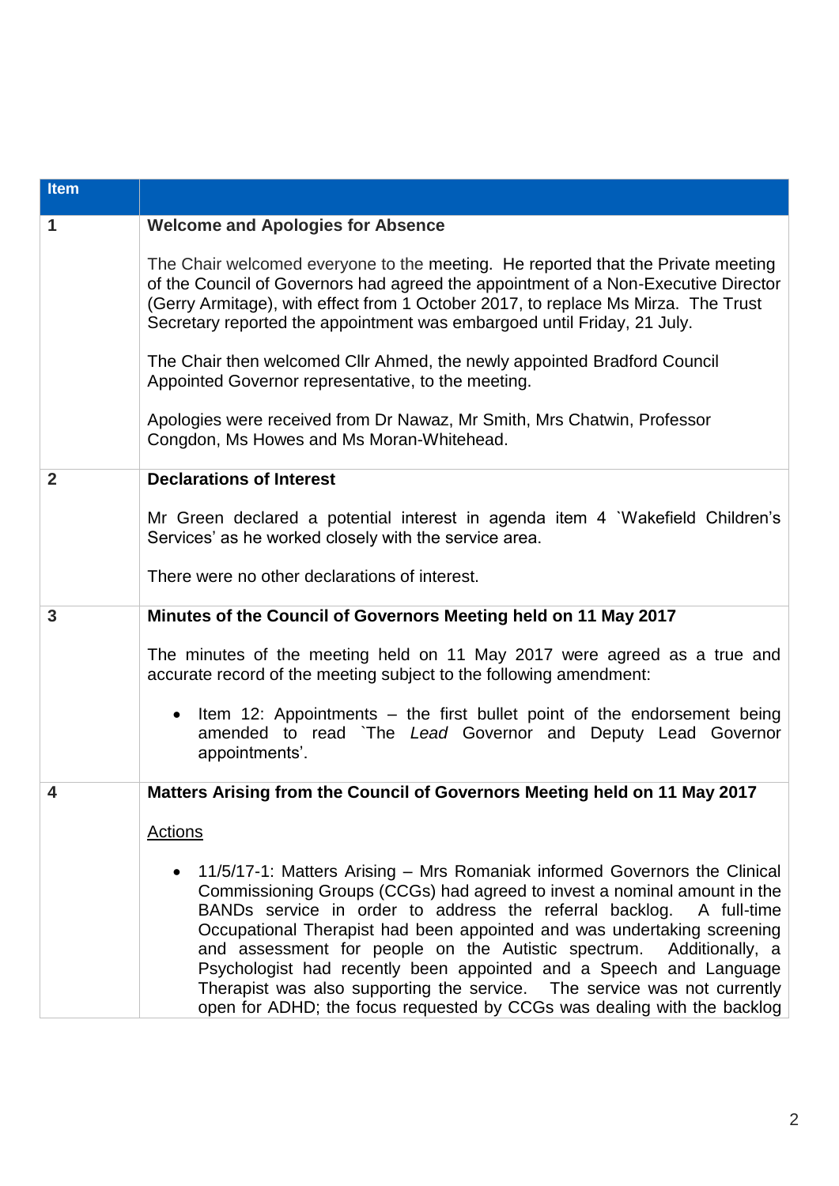| Item | |
|---|---|
| 1 | **Welcome and Apologies for Absence**<br><br>The Chair welcomed everyone to the meeting. He reported that the Private meeting of the Council of Governors had agreed the appointment of a Non-Executive Director (Gerry Armitage), with effect from 1 October 2017, to replace Ms Mirza. The Trust Secretary reported the appointment was embargoed until Friday, 21 July.<br><br>The Chair then welcomed Cllr Ahmed, the newly appointed Bradford Council Appointed Governor representative, to the meeting.<br><br>Apologies were received from Dr Nawaz, Mr Smith, Mrs Chatwin, Professor Congdon, Ms Howes and Ms Moran-Whitehead. |
| 2 | **Declarations of Interest**<br><br>Mr Green declared a potential interest in agenda item 4 `Wakefield Children's Services' as he worked closely with the service area.<br><br>There were no other declarations of interest. |
| 3 | **Minutes of the Council of Governors Meeting held on 11 May 2017**<br><br>The minutes of the meeting held on 11 May 2017 were agreed as a true and accurate record of the meeting subject to the following amendment:<br><br>• Item 12: Appointments – the first bullet point of the endorsement being amended to read `The *Lead* Governor and Deputy Lead Governor appointments'. |
| 4 | **Matters Arising from the Council of Governors Meeting held on 11 May 2017**<br><br><u>Actions</u><br><br>• 11/5/17-1: Matters Arising – Mrs Romaniak informed Governors the Clinical Commissioning Groups (CCGs) had agreed to invest a nominal amount in the BANDs service in order to address the referral backlog. A full-time Occupational Therapist had been appointed and was undertaking screening and assessment for people on the Autistic spectrum. Additionally, a Psychologist had recently been appointed and a Speech and Language Therapist was also supporting the service. The service was not currently open for ADHD; the focus requested by CCGs was dealing with the backlog |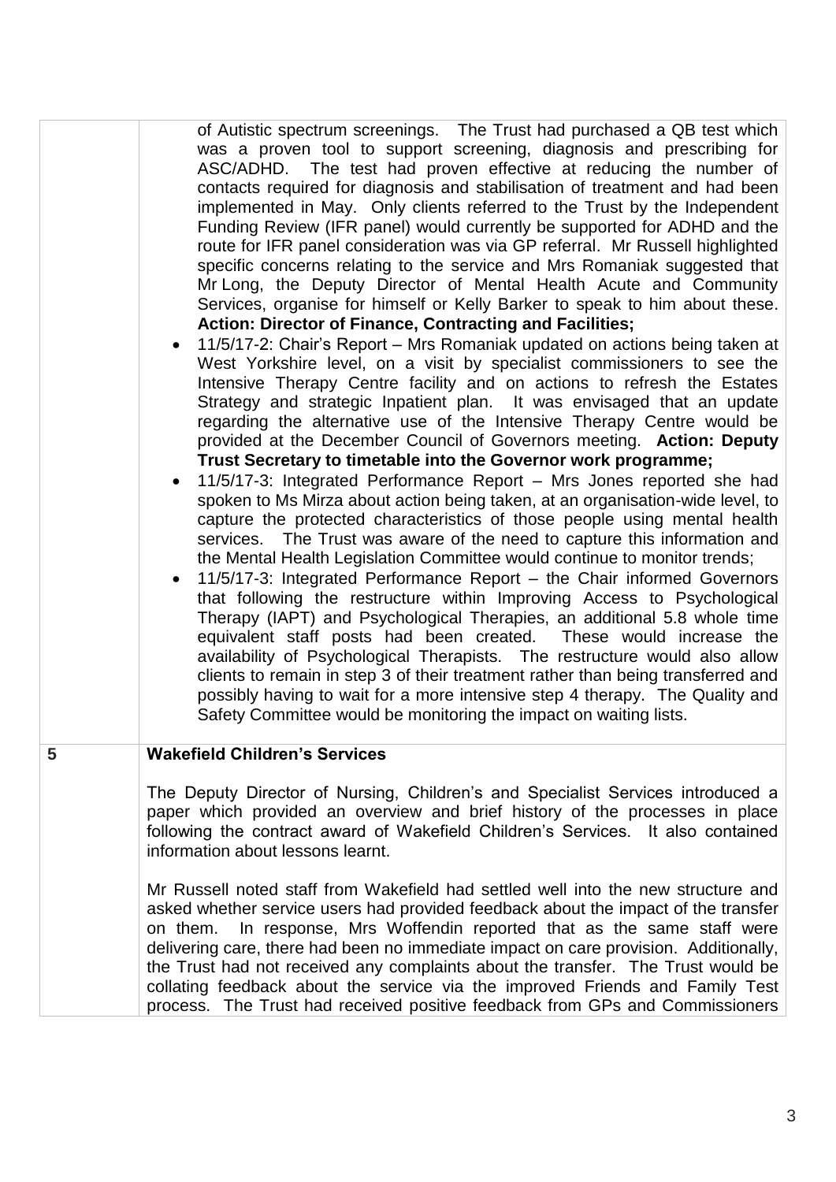| | |
|---|---|
| | of Autistic spectrum screenings. The Trust had purchased a QB test which was a proven tool to support screening, diagnosis and prescribing for ASC/ADHD. The test had proven effective at reducing the number of contacts required for diagnosis and stabilisation of treatment and had been implemented in May. Only clients referred to the Trust by the Independent Funding Review (IFR panel) would currently be supported for ADHD and the route for IFR panel consideration was via GP referral. Mr Russell highlighted specific concerns relating to the service and Mrs Romaniak suggested that Mr Long, the Deputy Director of Mental Health Acute and Community Services, organise for himself or Kelly Barker to speak to him about these. **Action: Director of Finance, Contracting and Facilities;**<br>• 11/5/17-2: Chair's Report – Mrs Romaniak updated on actions being taken at West Yorkshire level, on a visit by specialist commissioners to see the Intensive Therapy Centre facility and on actions to refresh the Estates Strategy and strategic Inpatient plan. It was envisaged that an update regarding the alternative use of the Intensive Therapy Centre would be provided at the December Council of Governors meeting. **Action: Deputy Trust Secretary to timetable into the Governor work programme;**<br>• 11/5/17-3: Integrated Performance Report – Mrs Jones reported she had spoken to Ms Mirza about action being taken, at an organisation-wide level, to capture the protected characteristics of those people using mental health services. The Trust was aware of the need to capture this information and the Mental Health Legislation Committee would continue to monitor trends;<br>• 11/5/17-3: Integrated Performance Report – the Chair informed Governors that following the restructure within Improving Access to Psychological Therapy (IAPT) and Psychological Therapies, an additional 5.8 whole time equivalent staff posts had been created. These would increase the availability of Psychological Therapists. The restructure would also allow clients to remain in step 3 of their treatment rather than being transferred and possibly having to wait for a more intensive step 4 therapy. The Quality and Safety Committee would be monitoring the impact on waiting lists. |
| **5** | **Wakefield Children's Services**<br><br>The Deputy Director of Nursing, Children's and Specialist Services introduced a paper which provided an overview and brief history of the processes in place following the contract award of Wakefield Children's Services. It also contained information about lessons learnt.<br><br>Mr Russell noted staff from Wakefield had settled well into the new structure and asked whether service users had provided feedback about the impact of the transfer on them. In response, Mrs Woffendin reported that as the same staff were delivering care, there had been no immediate impact on care provision. Additionally, the Trust had not received any complaints about the transfer. The Trust would be collating feedback about the service via the improved Friends and Family Test process. The Trust had received positive feedback from GPs and Commissioners |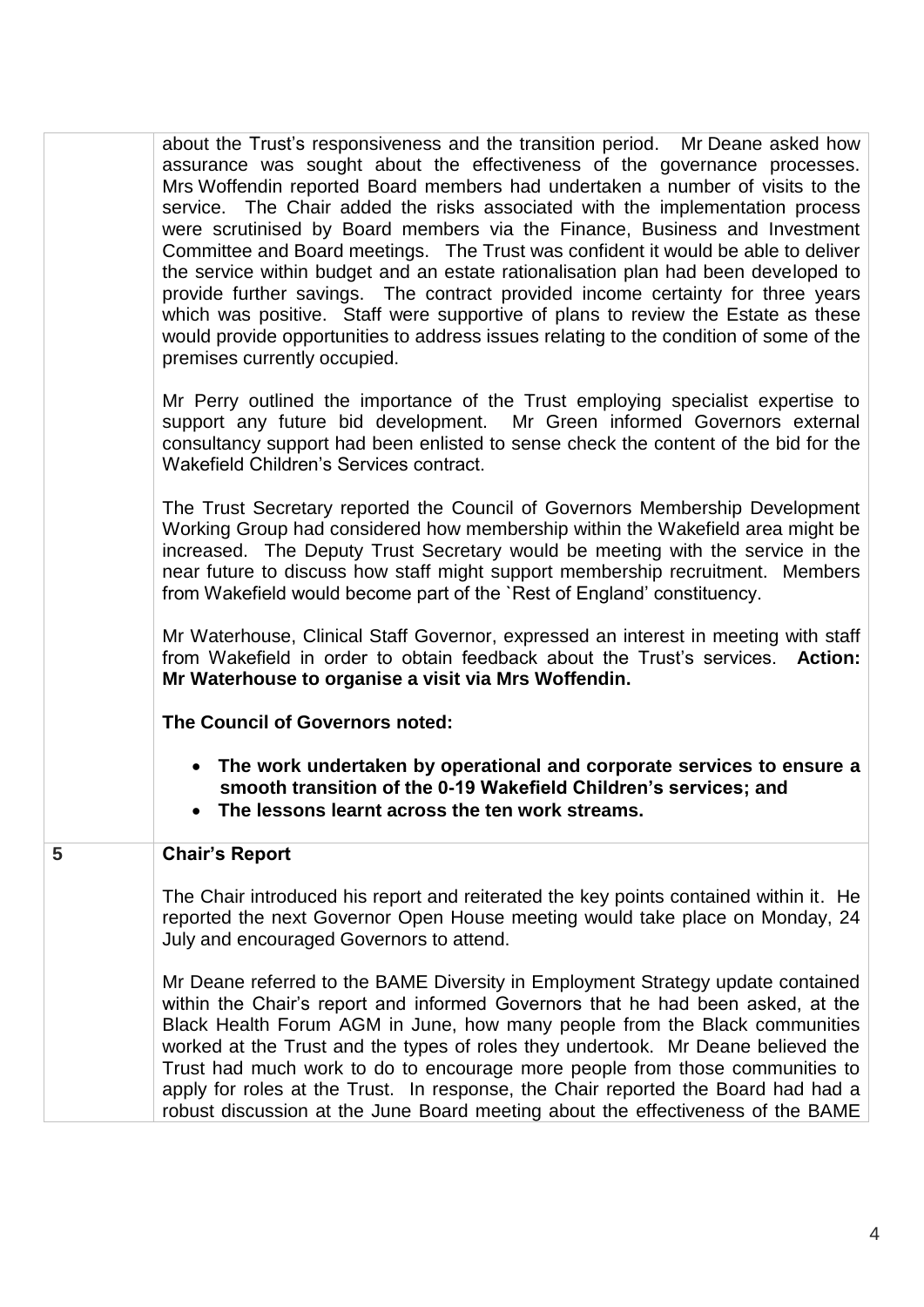| | |
|---|---|
| | about the Trust's responsiveness and the transition period. Mr Deane asked how assurance was sought about the effectiveness of the governance processes. Mrs Woffendin reported Board members had undertaken a number of visits to the service. The Chair added the risks associated with the implementation process were scrutinised by Board members via the Finance, Business and Investment Committee and Board meetings. The Trust was confident it would be able to deliver the service within budget and an estate rationalisation plan had been developed to provide further savings. The contract provided income certainty for three years which was positive. Staff were supportive of plans to review the Estate as these would provide opportunities to address issues relating to the condition of some of the premises currently occupied.<br><br>Mr Perry outlined the importance of the Trust employing specialist expertise to support any future bid development. Mr Green informed Governors external consultancy support had been enlisted to sense check the content of the bid for the Wakefield Children's Services contract.<br><br>The Trust Secretary reported the Council of Governors Membership Development Working Group had considered how membership within the Wakefield area might be increased. The Deputy Trust Secretary would be meeting with the service in the near future to discuss how staff might support membership recruitment. Members from Wakefield would become part of the `Rest of England' constituency.<br><br>Mr Waterhouse, Clinical Staff Governor, expressed an interest in meeting with staff from Wakefield in order to obtain feedback about the Trust's services. **Action: Mr Waterhouse to organise a visit via Mrs Woffendin.**<br><br>**The Council of Governors noted:**<br><br>• **The work undertaken by operational and corporate services to ensure a smooth transition of the 0-19 Wakefield Children's services; and**<br>• **The lessons learnt across the ten work streams.** |
| 5 | **Chair's Report**<br><br>The Chair introduced his report and reiterated the key points contained within it. He reported the next Governor Open House meeting would take place on Monday, 24 July and encouraged Governors to attend.<br><br>Mr Deane referred to the BAME Diversity in Employment Strategy update contained within the Chair's report and informed Governors that he had been asked, at the Black Health Forum AGM in June, how many people from the Black communities worked at the Trust and the types of roles they undertook. Mr Deane believed the Trust had much work to do to encourage more people from those communities to apply for roles at the Trust. In response, the Chair reported the Board had had a robust discussion at the June Board meeting about the effectiveness of the BAME |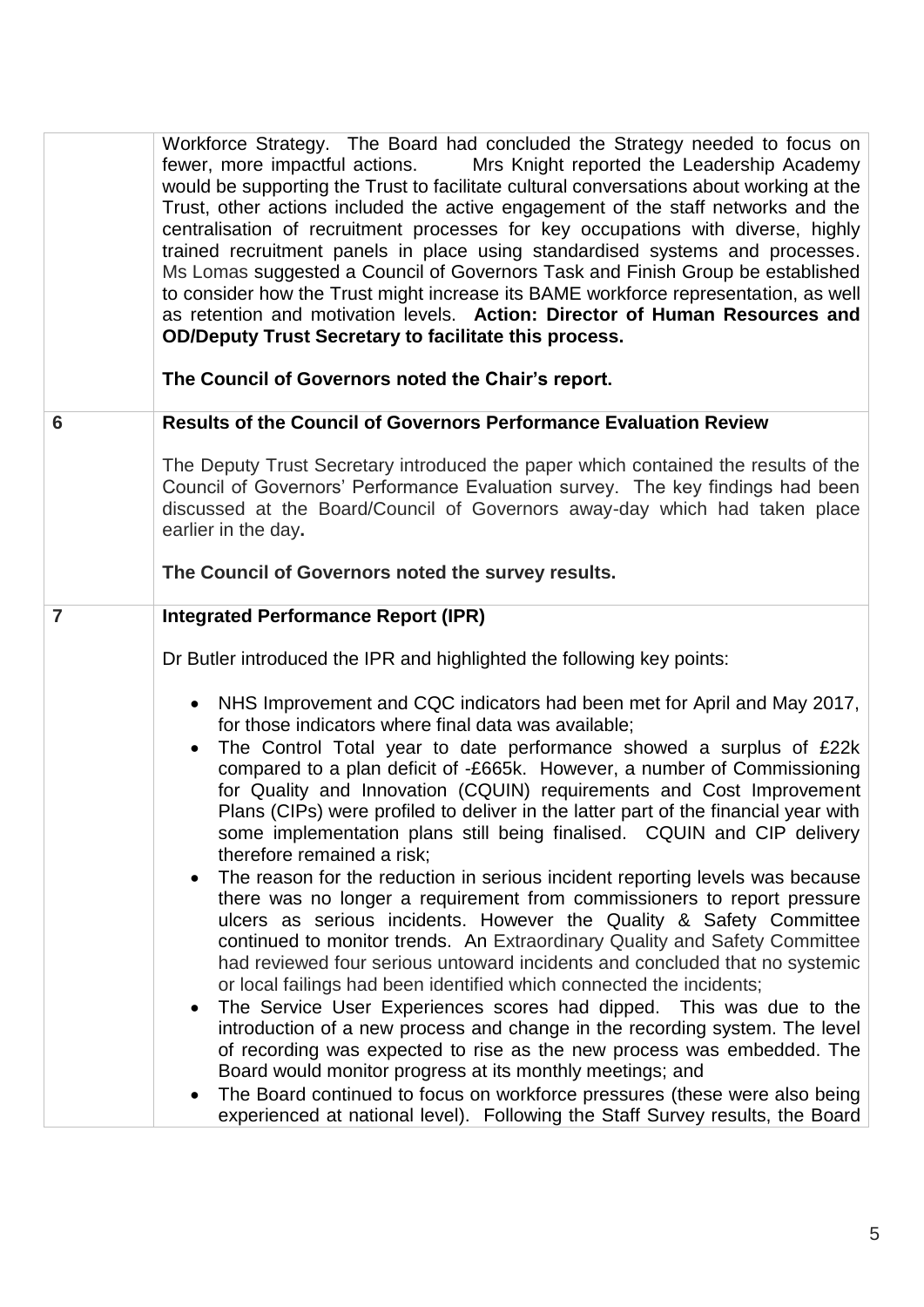| | |
|---|---|
| | Workforce Strategy. The Board had concluded the Strategy needed to focus on fewer, more impactful actions. Mrs Knight reported the Leadership Academy would be supporting the Trust to facilitate cultural conversations about working at the Trust, other actions included the active engagement of the staff networks and the centralisation of recruitment processes for key occupations with diverse, highly trained recruitment panels in place using standardised systems and processes. Ms Lomas suggested a Council of Governors Task and Finish Group be established to consider how the Trust might increase its BAME workforce representation, as well as retention and motivation levels. **Action: Director of Human Resources and OD/Deputy Trust Secretary to facilitate this process.**<br><br>**The Council of Governors noted the Chair's report.** |
| **6** | **Results of the Council of Governors Performance Evaluation Review**<br><br>The Deputy Trust Secretary introduced the paper which contained the results of the Council of Governors' Performance Evaluation survey. The key findings had been discussed at the Board/Council of Governors away-day which had taken place earlier in the day.<br><br>**The Council of Governors noted the survey results.** |
| **7** | **Integrated Performance Report (IPR)**<br><br>Dr Butler introduced the IPR and highlighted the following key points:<br><br>• NHS Improvement and CQC indicators had been met for April and May 2017, for those indicators where final data was available;<br>• The Control Total year to date performance showed a surplus of £22k compared to a plan deficit of -£665k. However, a number of Commissioning for Quality and Innovation (CQUIN) requirements and Cost Improvement Plans (CIPs) were profiled to deliver in the latter part of the financial year with some implementation plans still being finalised. CQUIN and CIP delivery therefore remained a risk;<br>• The reason for the reduction in serious incident reporting levels was because there was no longer a requirement from commissioners to report pressure ulcers as serious incidents. However the Quality & Safety Committee continued to monitor trends. An Extraordinary Quality and Safety Committee had reviewed four serious untoward incidents and concluded that no systemic or local failings had been identified which connected the incidents;<br>• The Service User Experiences scores had dipped. This was due to the introduction of a new process and change in the recording system. The level of recording was expected to rise as the new process was embedded. The Board would monitor progress at its monthly meetings; and<br>• The Board continued to focus on workforce pressures (these were also being experienced at national level). Following the Staff Survey results, the Board |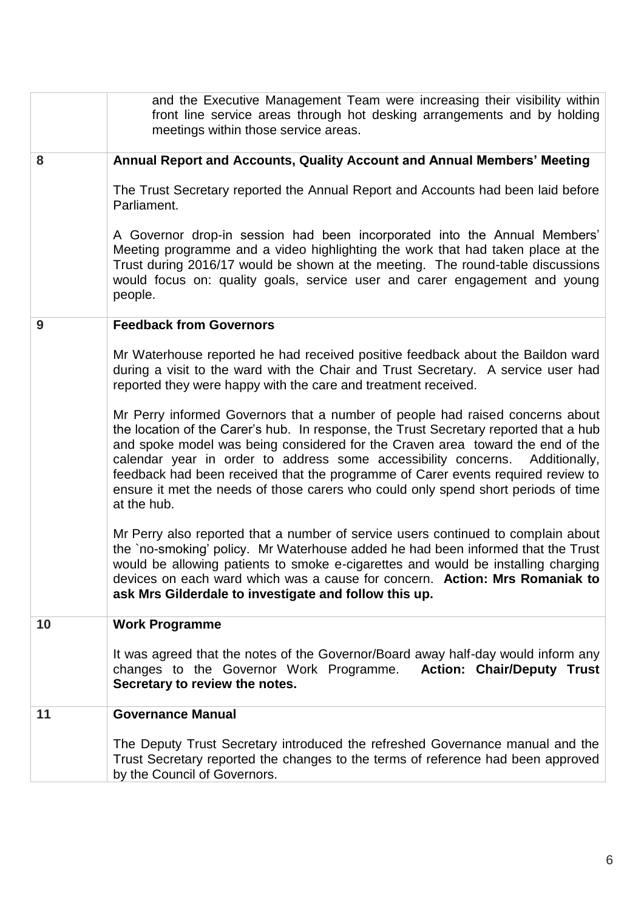| | |
|---|---|
| | and the Executive Management Team were increasing their visibility within front line service areas through hot desking arrangements and by holding meetings within those service areas. |
| 8 | **Annual Report and Accounts, Quality Account and Annual Members' Meeting**<br><br>The Trust Secretary reported the Annual Report and Accounts had been laid before Parliament.<br><br>A Governor drop-in session had been incorporated into the Annual Members' Meeting programme and a video highlighting the work that had taken place at the Trust during 2016/17 would be shown at the meeting. The round-table discussions would focus on: quality goals, service user and carer engagement and young people. |
| 9 | **Feedback from Governors**<br><br>Mr Waterhouse reported he had received positive feedback about the Baildon ward during a visit to the ward with the Chair and Trust Secretary. A service user had reported they were happy with the care and treatment received.<br><br>Mr Perry informed Governors that a number of people had raised concerns about the location of the Carer's hub. In response, the Trust Secretary reported that a hub and spoke model was being considered for the Craven area toward the end of the calendar year in order to address some accessibility concerns. Additionally, feedback had been received that the programme of Carer events required review to ensure it met the needs of those carers who could only spend short periods of time at the hub.<br><br>Mr Perry also reported that a number of service users continued to complain about the `no-smoking' policy. Mr Waterhouse added he had been informed that the Trust would be allowing patients to smoke e-cigarettes and would be installing charging devices on each ward which was a cause for concern. **Action: Mrs Romaniak to ask Mrs Gilderdale to investigate and follow this up.** |
| 10 | **Work Programme**<br><br>It was agreed that the notes of the Governor/Board away half-day would inform any changes to the Governor Work Programme. **Action: Chair/Deputy Trust Secretary to review the notes.** |
| 11 | **Governance Manual**<br><br>The Deputy Trust Secretary introduced the refreshed Governance manual and the Trust Secretary reported the changes to the terms of reference had been approved by the Council of Governors. |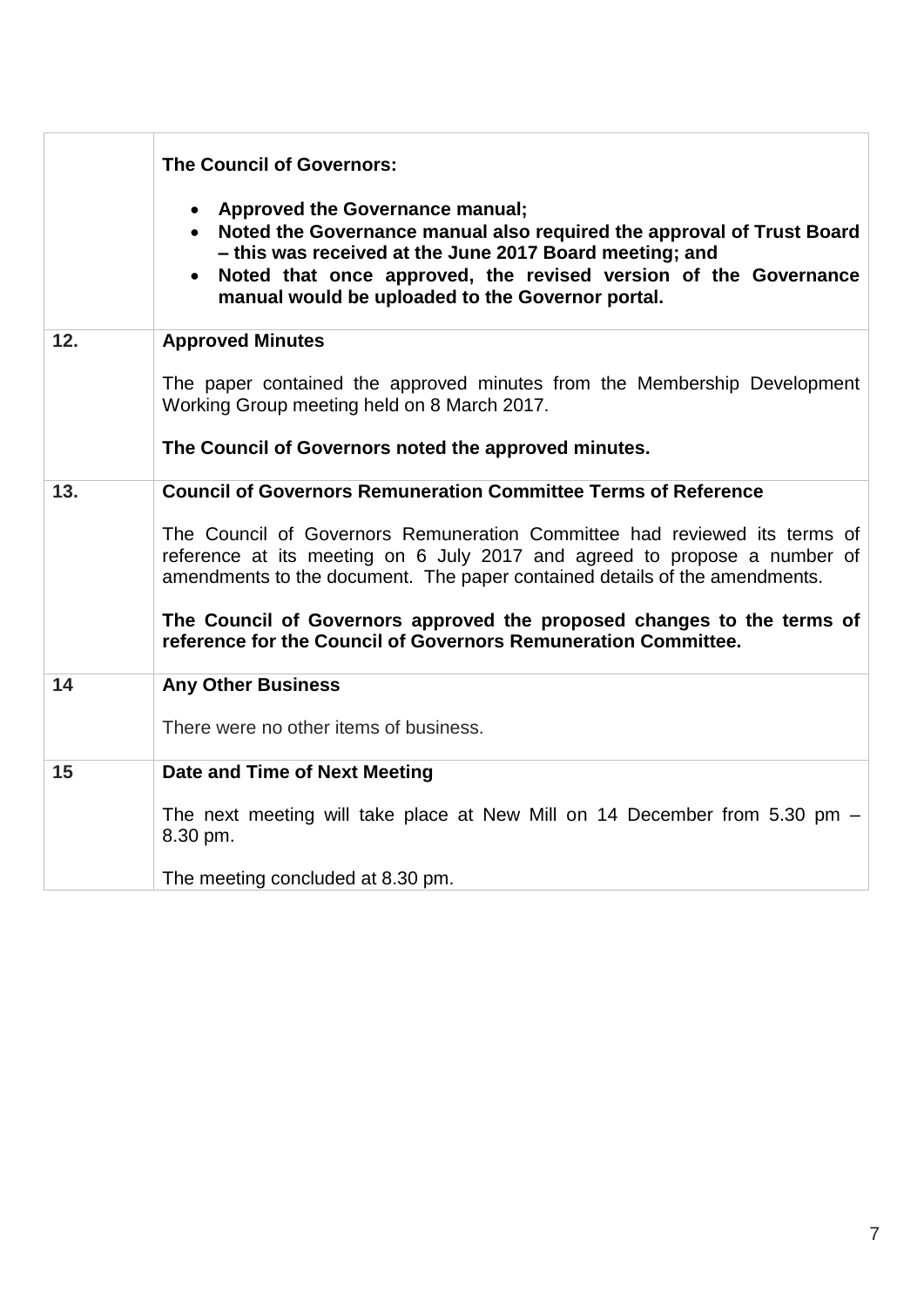| | |
|---|---|
| | **The Council of Governors:**<br><br>• **Approved the Governance manual;**<br>• **Noted the Governance manual also required the approval of Trust Board – this was received at the June 2017 Board meeting; and**<br>• **Noted that once approved, the revised version of the Governance manual would be uploaded to the Governor portal.** |
| **12.** | **Approved Minutes**<br><br>The paper contained the approved minutes from the Membership Development Working Group meeting held on 8 March 2017.<br><br>**The Council of Governors noted the approved minutes.** |
| **13.** | **Council of Governors Remuneration Committee Terms of Reference**<br><br>The Council of Governors Remuneration Committee had reviewed its terms of reference at its meeting on 6 July 2017 and agreed to propose a number of amendments to the document. The paper contained details of the amendments.<br><br>**The Council of Governors approved the proposed changes to the terms of reference for the Council of Governors Remuneration Committee.** |
| **14** | **Any Other Business**<br><br>There were no other items of business. |
| **15** | **Date and Time of Next Meeting**<br><br>The next meeting will take place at New Mill on 14 December from 5.30 pm – 8.30 pm.<br><br>The meeting concluded at 8.30 pm. |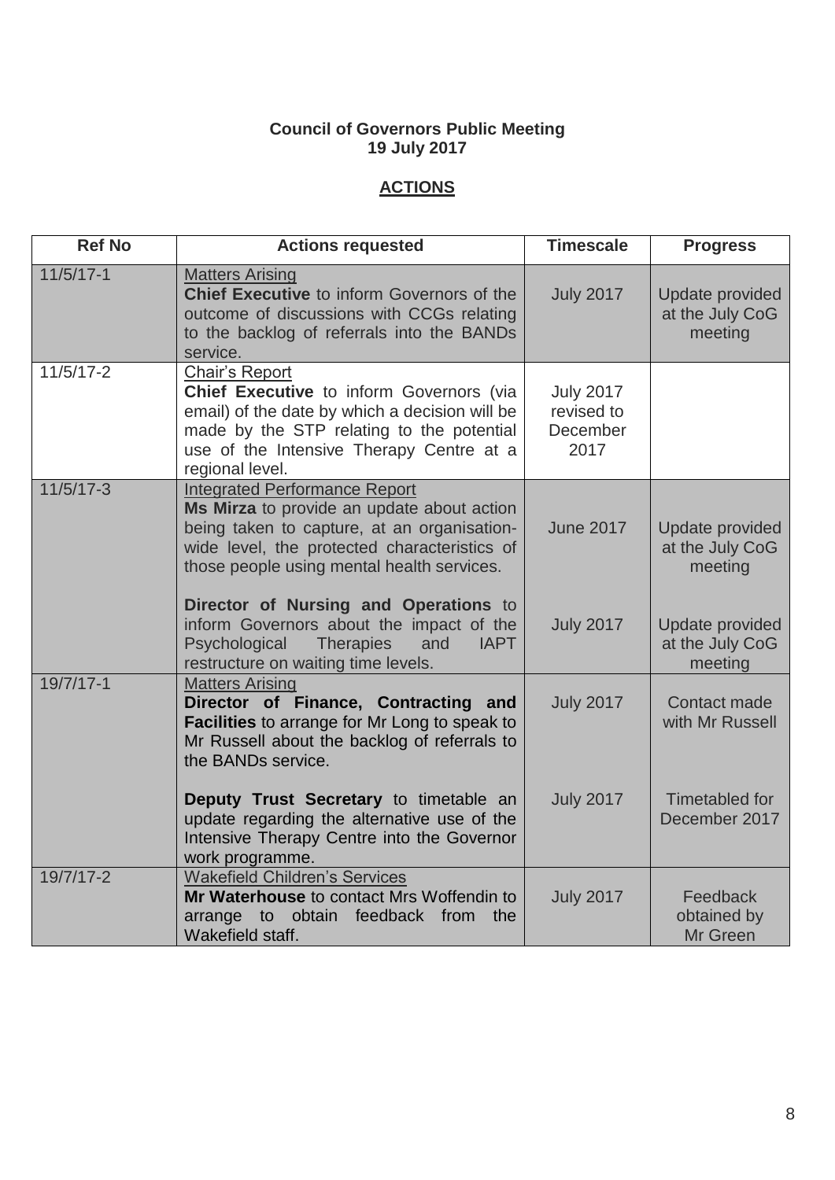**Council of Governors Public Meeting**
**19 July 2017**

**ACTIONS**

| Ref No | Actions requested | Timescale | Progress |
|---|---|---|---|
| 11/5/17-1 | Matters Arising<br>**Chief Executive** to inform Governors of the outcome of discussions with CCGs relating to the backlog of referrals into the BANDs service. | July 2017 | Update provided at the July CoG meeting |
| 11/5/17-2 | Chair's Report<br>**Chief Executive** to inform Governors (via email) of the date by which a decision will be made by the STP relating to the potential use of the Intensive Therapy Centre at a regional level. | July 2017 revised to December 2017 | |
| 11/5/17-3 | Integrated Performance Report<br>**Ms Mirza** to provide an update about action being taken to capture, at an organisation-wide level, the protected characteristics of those people using mental health services. | June 2017 | Update provided at the July CoG meeting |
| | **Director of Nursing and Operations** to inform Governors about the impact of the Psychological Therapies and IAPT restructure on waiting time levels. | July 2017 | Update provided at the July CoG meeting |
| 19/7/17-1 | Matters Arising<br>**Director of Finance, Contracting and Facilities** to arrange for Mr Long to speak to Mr Russell about the backlog of referrals to the BANDs service. | July 2017 | Contact made with Mr Russell |
| | **Deputy Trust Secretary** to timetable an update regarding the alternative use of the Intensive Therapy Centre into the Governor work programme. | July 2017 | Timetabled for December 2017 |
| 19/7/17-2 | Wakefield Children's Services<br>**Mr Waterhouse** to contact Mrs Woffendin to arrange to obtain feedback from the Wakefield staff. | July 2017 | Feedback obtained by Mr Green |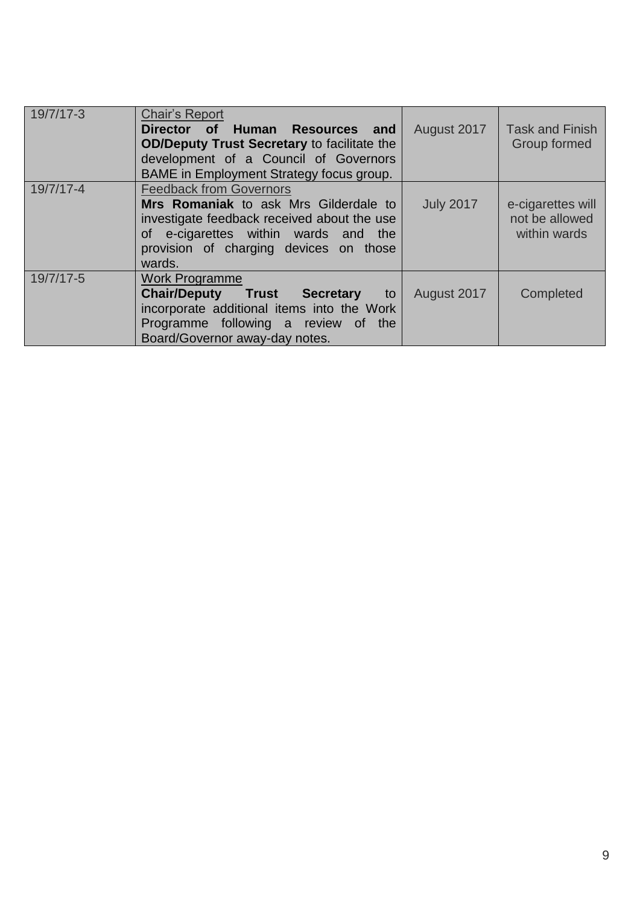| | | | |
|---|---|---|---|
| 19/7/17-3 | Chair's Report<br>**Director of Human Resources and OD/Deputy Trust Secretary** to facilitate the development of a Council of Governors BAME in Employment Strategy focus group. | August 2017 | Task and Finish Group formed |
| 19/7/17-4 | Feedback from Governors<br>**Mrs Romaniak** to ask Mrs Gilderdale to investigate feedback received about the use of e-cigarettes within wards and the provision of charging devices on those wards. | July 2017 | e-cigarettes will not be allowed within wards |
| 19/7/17-5 | Work Programme<br>**Chair/Deputy Trust Secretary** to incorporate additional items into the Work Programme following a review of the Board/Governor away-day notes. | August 2017 | Completed |